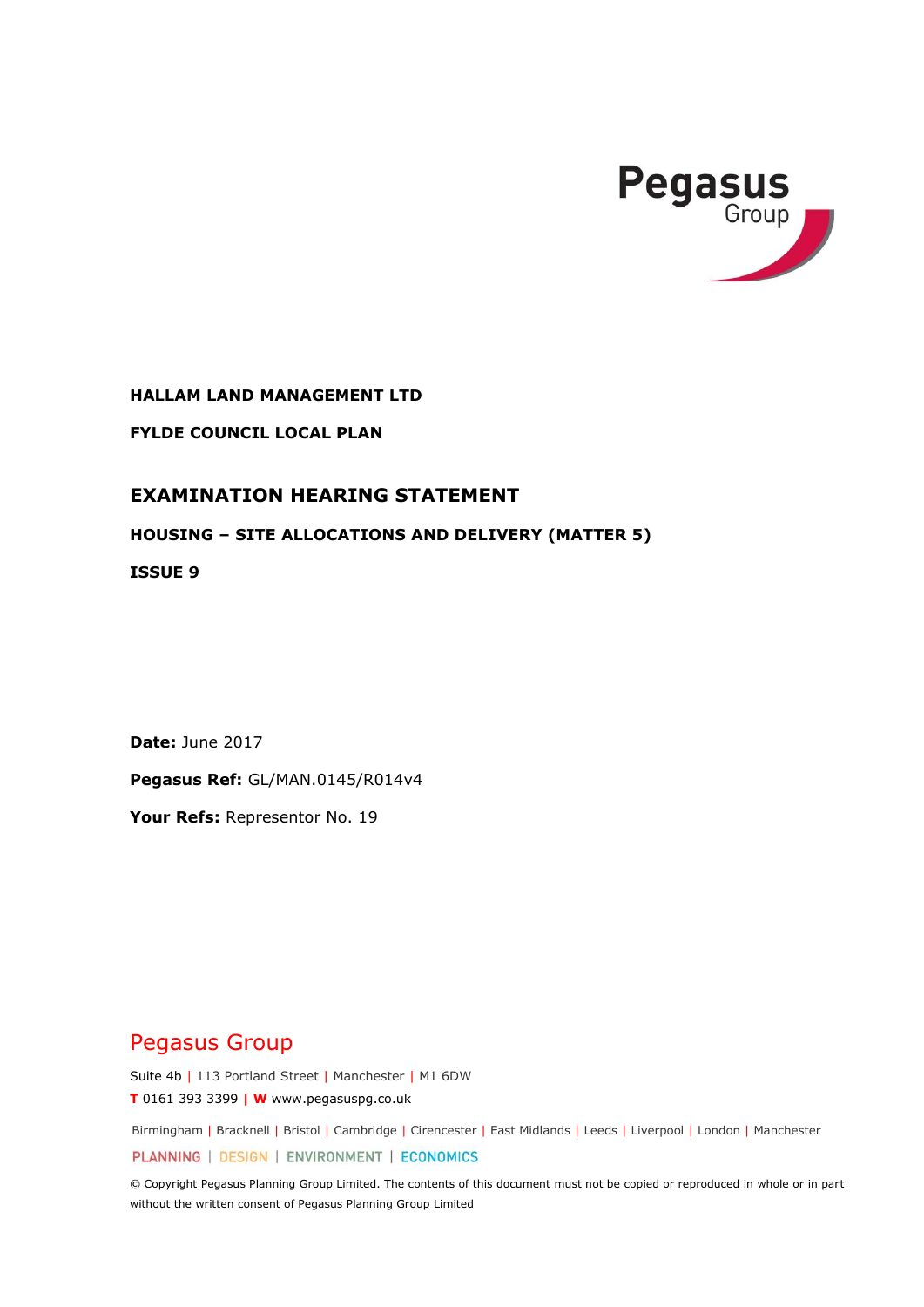Pegasus Group

**HALLAM LAND MANAGEMENT LTD**

**FYLDE COUNCIL LOCAL PLAN**

# EXAMINATION HEARING STATEMENT

**HOUSING – SITE ALLOCATIONS AND DELIVERY (MATTER 5)**

**ISSUE 9**

**Date:** June 2017

**Pegasus Ref:** GL/MAN.0145/R014v4

**Your Refs:** Representor No. 19

Pegasus Group

Suite 4b | 113 Portland Street | Manchester | M1 6DW
**T** 0161 393 3399 | **W** www.pegasuspg.co.uk

Birmingham | Bracknell | Bristol | Cambridge | Cirencester | East Midlands | Leeds | Liverpool | London | Manchester

PLANNING | DESIGN | ENVIRONMENT | ECONOMICS

© Copyright Pegasus Planning Group Limited. The contents of this document must not be copied or reproduced in whole or in part without the written consent of Pegasus Planning Group Limited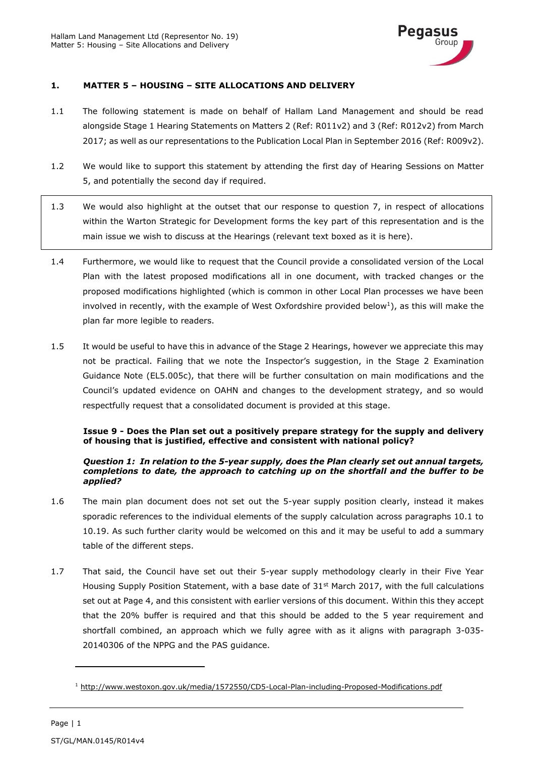## 1. MATTER 5 – HOUSING – SITE ALLOCATIONS AND DELIVERY

1.1 The following statement is made on behalf of Hallam Land Management and should be read alongside Stage 1 Hearing Statements on Matters 2 (Ref: R011v2) and 3 (Ref: R012v2) from March 2017; as well as our representations to the Publication Local Plan in September 2016 (Ref: R009v2).

1.2 We would like to support this statement by attending the first day of Hearing Sessions on Matter 5, and potentially the second day if required.

1.3 We would also highlight at the outset that our response to question 7, in respect of allocations within the Warton Strategic for Development forms the key part of this representation and is the main issue we wish to discuss at the Hearings (relevant text boxed as it is here).

1.4 Furthermore, we would like to request that the Council provide a consolidated version of the Local Plan with the latest proposed modifications all in one document, with tracked changes or the proposed modifications highlighted (which is common in other Local Plan processes we have been involved in recently, with the example of West Oxfordshire provided below[1]), as this will make the plan far more legible to readers.

1.5 It would be useful to have this in advance of the Stage 2 Hearings, however we appreciate this may not be practical. Failing that we note the Inspector's suggestion, in the Stage 2 Examination Guidance Note (EL5.005c), that there will be further consultation on main modifications and the Council's updated evidence on OAHN and changes to the development strategy, and so would respectfully request that a consolidated document is provided at this stage.

**Issue 9 - Does the Plan set out a positively prepare strategy for the supply and delivery of housing that is justified, effective and consistent with national policy?**

***Question 1: In relation to the 5-year supply, does the Plan clearly set out annual targets, completions to date, the approach to catching up on the shortfall and the buffer to be applied?***

1.6 The main plan document does not set out the 5-year supply position clearly, instead it makes sporadic references to the individual elements of the supply calculation across paragraphs 10.1 to 10.19. As such further clarity would be welcomed on this and it may be useful to add a summary table of the different steps.

1.7 That said, the Council have set out their 5-year supply methodology clearly in their Five Year Housing Supply Position Statement, with a base date of 31st March 2017, with the full calculations set out at Page 4, and this consistent with earlier versions of this document. Within this they accept that the 20% buffer is required and that this should be added to the 5 year requirement and shortfall combined, an approach which we fully agree with as it aligns with paragraph 3-035-20140306 of the NPPG and the PAS guidance.

[1] http://www.westoxon.gov.uk/media/1572550/CD5-Local-Plan-including-Proposed-Modifications.pdf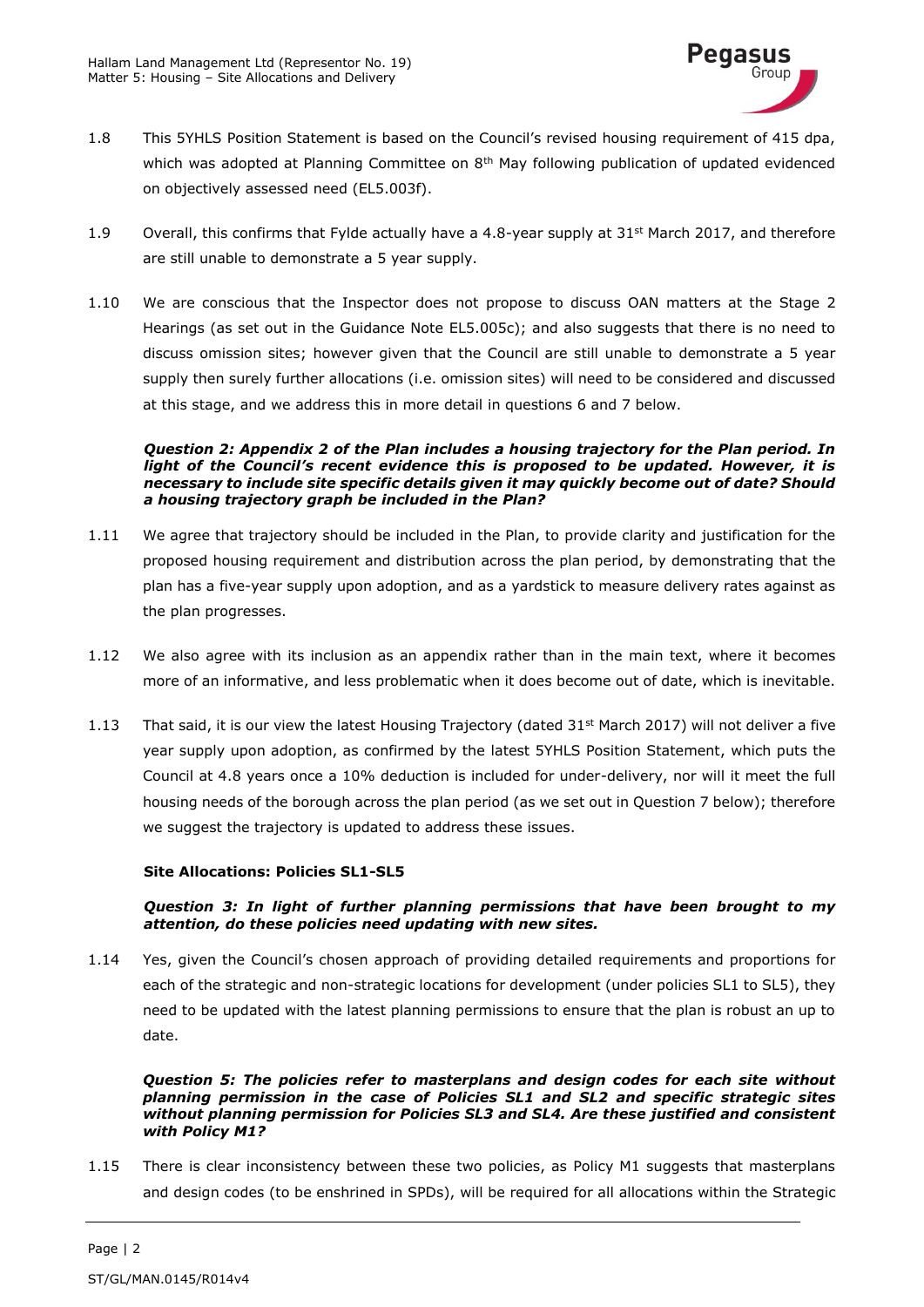1.8 This 5YHLS Position Statement is based on the Council's revised housing requirement of 415 dpa, which was adopted at Planning Committee on 8th May following publication of updated evidenced on objectively assessed need (EL5.003f).

1.9 Overall, this confirms that Fylde actually have a 4.8-year supply at 31st March 2017, and therefore are still unable to demonstrate a 5 year supply.

1.10 We are conscious that the Inspector does not propose to discuss OAN matters at the Stage 2 Hearings (as set out in the Guidance Note EL5.005c); and also suggests that there is no need to discuss omission sites; however given that the Council are still unable to demonstrate a 5 year supply then surely further allocations (i.e. omission sites) will need to be considered and discussed at this stage, and we address this in more detail in questions 6 and 7 below.

***Question 2: Appendix 2 of the Plan includes a housing trajectory for the Plan period. In light of the Council's recent evidence this is proposed to be updated. However, it is necessary to include site specific details given it may quickly become out of date? Should a housing trajectory graph be included in the Plan?***

1.11 We agree that trajectory should be included in the Plan, to provide clarity and justification for the proposed housing requirement and distribution across the plan period, by demonstrating that the plan has a five-year supply upon adoption, and as a yardstick to measure delivery rates against as the plan progresses.

1.12 We also agree with its inclusion as an appendix rather than in the main text, where it becomes more of an informative, and less problematic when it does become out of date, which is inevitable.

1.13 That said, it is our view the latest Housing Trajectory (dated 31st March 2017) will not deliver a five year supply upon adoption, as confirmed by the latest 5YHLS Position Statement, which puts the Council at 4.8 years once a 10% deduction is included for under-delivery, nor will it meet the full housing needs of the borough across the plan period (as we set out in Question 7 below); therefore we suggest the trajectory is updated to address these issues.

**Site Allocations: Policies SL1-SL5**

***Question 3: In light of further planning permissions that have been brought to my attention, do these policies need updating with new sites.***

1.14 Yes, given the Council's chosen approach of providing detailed requirements and proportions for each of the strategic and non-strategic locations for development (under policies SL1 to SL5), they need to be updated with the latest planning permissions to ensure that the plan is robust an up to date.

***Question 5: The policies refer to masterplans and design codes for each site without planning permission in the case of Policies SL1 and SL2 and specific strategic sites without planning permission for Policies SL3 and SL4. Are these justified and consistent with Policy M1?***

1.15 There is clear inconsistency between these two policies, as Policy M1 suggests that masterplans and design codes (to be enshrined in SPDs), will be required for all allocations within the Strategic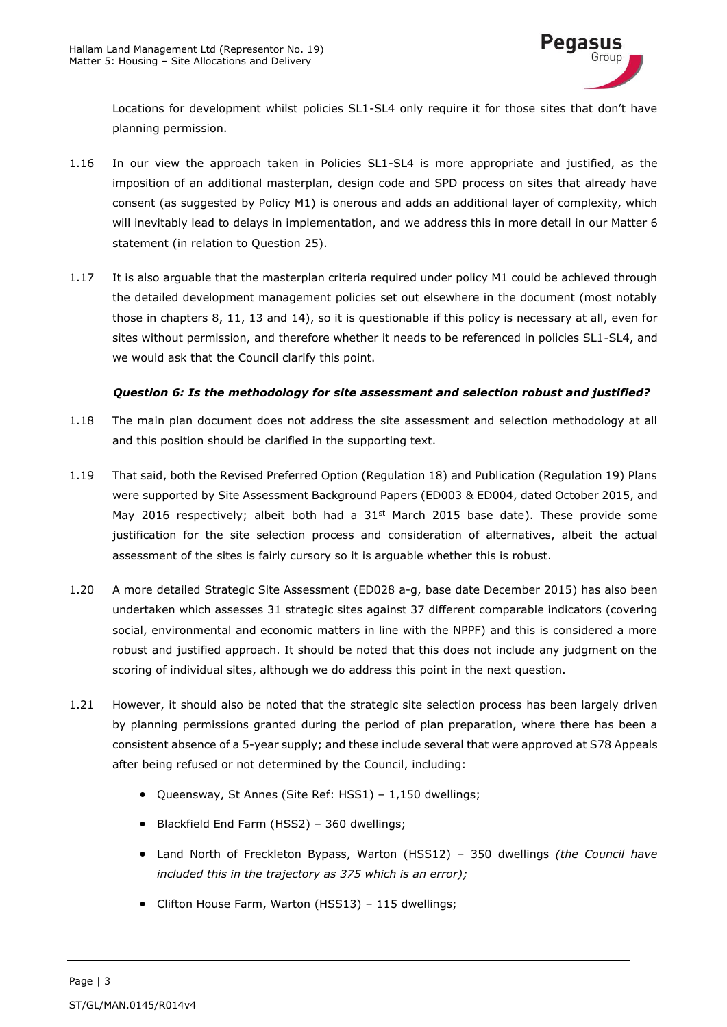Locations for development whilst policies SL1-SL4 only require it for those sites that don't have planning permission.

1.16 In our view the approach taken in Policies SL1-SL4 is more appropriate and justified, as the imposition of an additional masterplan, design code and SPD process on sites that already have consent (as suggested by Policy M1) is onerous and adds an additional layer of complexity, which will inevitably lead to delays in implementation, and we address this in more detail in our Matter 6 statement (in relation to Question 25).

1.17 It is also arguable that the masterplan criteria required under policy M1 could be achieved through the detailed development management policies set out elsewhere in the document (most notably those in chapters 8, 11, 13 and 14), so it is questionable if this policy is necessary at all, even for sites without permission, and therefore whether it needs to be referenced in policies SL1-SL4, and we would ask that the Council clarify this point.

***Question 6: Is the methodology for site assessment and selection robust and justified?***

1.18 The main plan document does not address the site assessment and selection methodology at all and this position should be clarified in the supporting text.

1.19 That said, both the Revised Preferred Option (Regulation 18) and Publication (Regulation 19) Plans were supported by Site Assessment Background Papers (ED003 & ED004, dated October 2015, and May 2016 respectively; albeit both had a 31st March 2015 base date). These provide some justification for the site selection process and consideration of alternatives, albeit the actual assessment of the sites is fairly cursory so it is arguable whether this is robust.

1.20 A more detailed Strategic Site Assessment (ED028 a-g, base date December 2015) has also been undertaken which assesses 31 strategic sites against 37 different comparable indicators (covering social, environmental and economic matters in line with the NPPF) and this is considered a more robust and justified approach. It should be noted that this does not include any judgment on the scoring of individual sites, although we do address this point in the next question.

1.21 However, it should also be noted that the strategic site selection process has been largely driven by planning permissions granted during the period of plan preparation, where there has been a consistent absence of a 5-year supply; and these include several that were approved at S78 Appeals after being refused or not determined by the Council, including:

- Queensway, St Annes (Site Ref: HSS1) – 1,150 dwellings;
- Blackfield End Farm (HSS2) – 360 dwellings;
- Land North of Freckleton Bypass, Warton (HSS12) – 350 dwellings *(the Council have included this in the trajectory as 375 which is an error);*
- Clifton House Farm, Warton (HSS13) – 115 dwellings;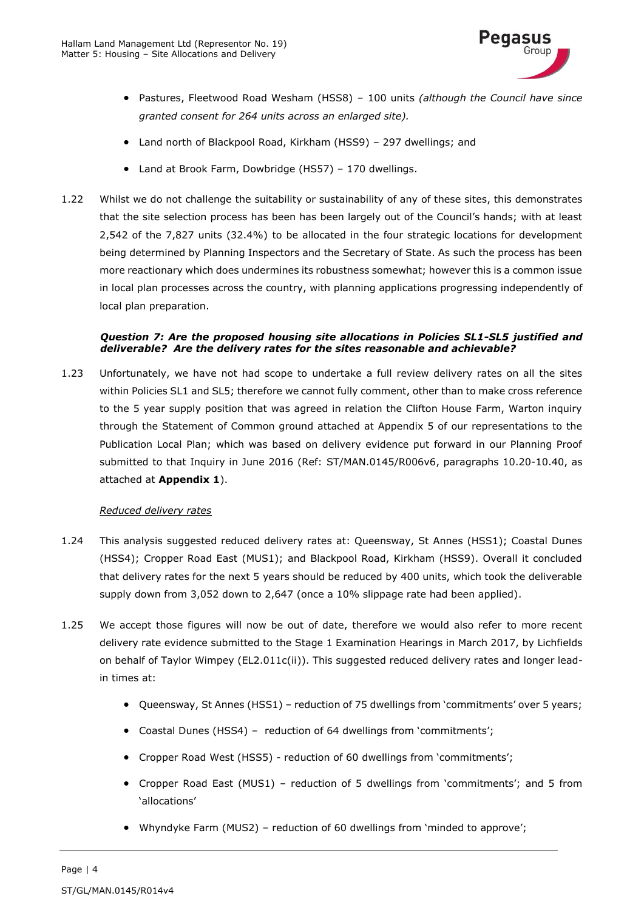- Pastures, Fleetwood Road Wesham (HSS8) – 100 units *(although the Council have since granted consent for 264 units across an enlarged site).*
- Land north of Blackpool Road, Kirkham (HSS9) – 297 dwellings; and
- Land at Brook Farm, Dowbridge (HS57) – 170 dwellings.

1.22 Whilst we do not challenge the suitability or sustainability of any of these sites, this demonstrates that the site selection process has been has been largely out of the Council's hands; with at least 2,542 of the 7,827 units (32.4%) to be allocated in the four strategic locations for development being determined by Planning Inspectors and the Secretary of State. As such the process has been more reactionary which does undermines its robustness somewhat; however this is a common issue in local plan processes across the country, with planning applications progressing independently of local plan preparation.

***Question 7: Are the proposed housing site allocations in Policies SL1-SL5 justified and deliverable? Are the delivery rates for the sites reasonable and achievable?***

1.23 Unfortunately, we have not had scope to undertake a full review delivery rates on all the sites within Policies SL1 and SL5; therefore we cannot fully comment, other than to make cross reference to the 5 year supply position that was agreed in relation the Clifton House Farm, Warton inquiry through the Statement of Common ground attached at Appendix 5 of our representations to the Publication Local Plan; which was based on delivery evidence put forward in our Planning Proof submitted to that Inquiry in June 2016 (Ref: ST/MAN.0145/R006v6, paragraphs 10.20-10.40, as attached at **Appendix 1**).

*Reduced delivery rates*

1.24 This analysis suggested reduced delivery rates at: Queensway, St Annes (HSS1); Coastal Dunes (HSS4); Cropper Road East (MUS1); and Blackpool Road, Kirkham (HSS9). Overall it concluded that delivery rates for the next 5 years should be reduced by 400 units, which took the deliverable supply down from 3,052 down to 2,647 (once a 10% slippage rate had been applied).

1.25 We accept those figures will now be out of date, therefore we would also refer to more recent delivery rate evidence submitted to the Stage 1 Examination Hearings in March 2017, by Lichfields on behalf of Taylor Wimpey (EL2.011c(ii)). This suggested reduced delivery rates and longer lead-in times at:

- Queensway, St Annes (HSS1) – reduction of 75 dwellings from 'commitments' over 5 years;
- Coastal Dunes (HSS4) – reduction of 64 dwellings from 'commitments';
- Cropper Road West (HSS5) - reduction of 60 dwellings from 'commitments';
- Cropper Road East (MUS1) – reduction of 5 dwellings from 'commitments'; and 5 from 'allocations'
- Whyndyke Farm (MUS2) – reduction of 60 dwellings from 'minded to approve';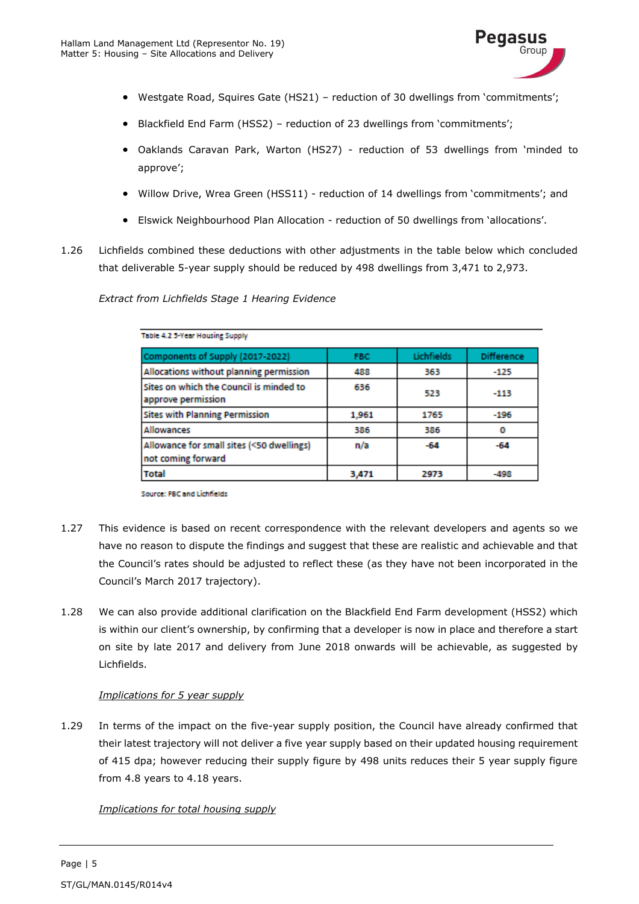- Westgate Road, Squires Gate (HS21) – reduction of 30 dwellings from 'commitments';
- Blackfield End Farm (HSS2) – reduction of 23 dwellings from 'commitments';
- Oaklands Caravan Park, Warton (HS27) - reduction of 53 dwellings from 'minded to approve';
- Willow Drive, Wrea Green (HSS11) - reduction of 14 dwellings from 'commitments'; and
- Elswick Neighbourhood Plan Allocation - reduction of 50 dwellings from 'allocations'.

1.26 Lichfields combined these deductions with other adjustments in the table below which concluded that deliverable 5-year supply should be reduced by 498 dwellings from 3,471 to 2,973.

*Extract from Lichfields Stage 1 Hearing Evidence*

Table 4.2 5-Year Housing Supply

| Components of Supply (2017-2022) | FBC | Lichfields | Difference |
|---|---|---|---|
| Allocations without planning permission | 488 | 363 | -125 |
| Sites on which the Council is minded to approve permission | 636 | 523 | -113 |
| Sites with Planning Permission | 1,961 | 1765 | -196 |
| Allowances | 386 | 386 | 0 |
| Allowance for small sites (<50 dwellings) not coming forward | n/a | -64 | -64 |
| Total | 3,471 | 2973 | -498 |

Source: FBC and Lichfields

1.27 This evidence is based on recent correspondence with the relevant developers and agents so we have no reason to dispute the findings and suggest that these are realistic and achievable and that the Council's rates should be adjusted to reflect these (as they have not been incorporated in the Council's March 2017 trajectory).

1.28 We can also provide additional clarification on the Blackfield End Farm development (HSS2) which is within our client's ownership, by confirming that a developer is now in place and therefore a start on site by late 2017 and delivery from June 2018 onwards will be achievable, as suggested by Lichfields.

*Implications for 5 year supply*

1.29 In terms of the impact on the five-year supply position, the Council have already confirmed that their latest trajectory will not deliver a five year supply based on their updated housing requirement of 415 dpa; however reducing their supply figure by 498 units reduces their 5 year supply figure from 4.8 years to 4.18 years.

*Implications for total housing supply*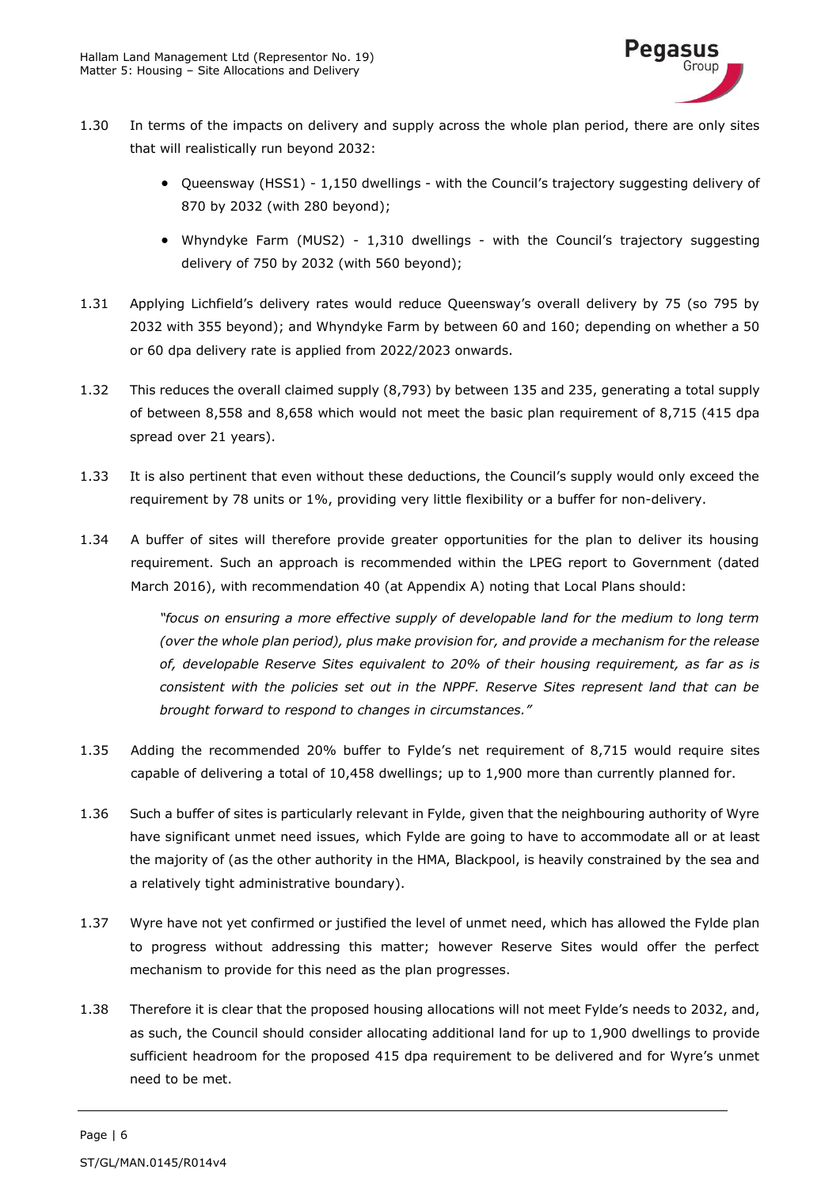1.30 In terms of the impacts on delivery and supply across the whole plan period, there are only sites that will realistically run beyond 2032:

- Queensway (HSS1) - 1,150 dwellings - with the Council's trajectory suggesting delivery of 870 by 2032 (with 280 beyond);
- Whyndyke Farm (MUS2) - 1,310 dwellings - with the Council's trajectory suggesting delivery of 750 by 2032 (with 560 beyond);

1.31 Applying Lichfield's delivery rates would reduce Queensway's overall delivery by 75 (so 795 by 2032 with 355 beyond); and Whyndyke Farm by between 60 and 160; depending on whether a 50 or 60 dpa delivery rate is applied from 2022/2023 onwards.

1.32 This reduces the overall claimed supply (8,793) by between 135 and 235, generating a total supply of between 8,558 and 8,658 which would not meet the basic plan requirement of 8,715 (415 dpa spread over 21 years).

1.33 It is also pertinent that even without these deductions, the Council's supply would only exceed the requirement by 78 units or 1%, providing very little flexibility or a buffer for non-delivery.

1.34 A buffer of sites will therefore provide greater opportunities for the plan to deliver its housing requirement. Such an approach is recommended within the LPEG report to Government (dated March 2016), with recommendation 40 (at Appendix A) noting that Local Plans should:

> *"focus on ensuring a more effective supply of developable land for the medium to long term (over the whole plan period), plus make provision for, and provide a mechanism for the release of, developable Reserve Sites equivalent to 20% of their housing requirement, as far as is consistent with the policies set out in the NPPF. Reserve Sites represent land that can be brought forward to respond to changes in circumstances."*

1.35 Adding the recommended 20% buffer to Fylde's net requirement of 8,715 would require sites capable of delivering a total of 10,458 dwellings; up to 1,900 more than currently planned for.

1.36 Such a buffer of sites is particularly relevant in Fylde, given that the neighbouring authority of Wyre have significant unmet need issues, which Fylde are going to have to accommodate all or at least the majority of (as the other authority in the HMA, Blackpool, is heavily constrained by the sea and a relatively tight administrative boundary).

1.37 Wyre have not yet confirmed or justified the level of unmet need, which has allowed the Fylde plan to progress without addressing this matter; however Reserve Sites would offer the perfect mechanism to provide for this need as the plan progresses.

1.38 Therefore it is clear that the proposed housing allocations will not meet Fylde's needs to 2032, and, as such, the Council should consider allocating additional land for up to 1,900 dwellings to provide sufficient headroom for the proposed 415 dpa requirement to be delivered and for Wyre's unmet need to be met.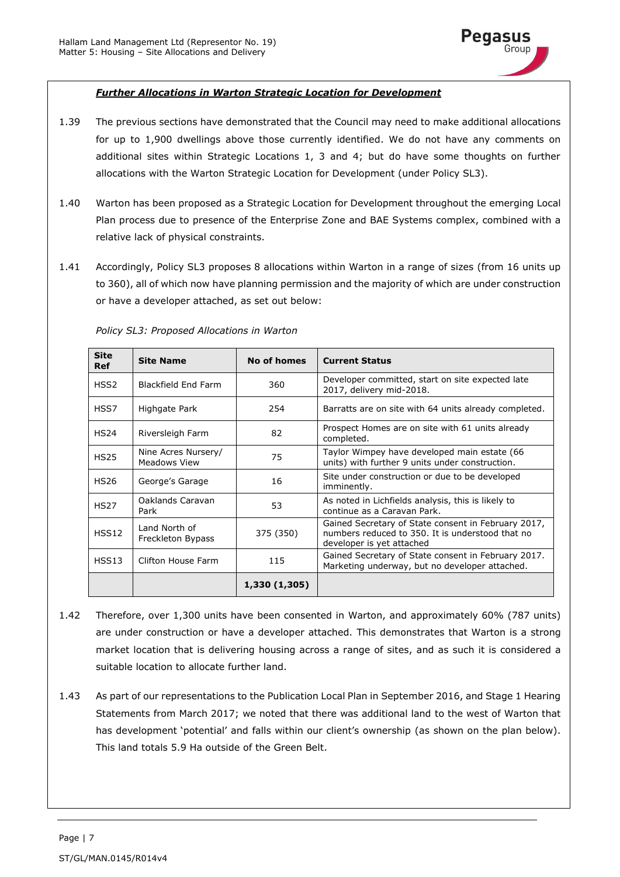***Further Allocations in Warton Strategic Location for Development***

1.39 The previous sections have demonstrated that the Council may need to make additional allocations for up to 1,900 dwellings above those currently identified. We do not have any comments on additional sites within Strategic Locations 1, 3 and 4; but do have some thoughts on further allocations with the Warton Strategic Location for Development (under Policy SL3).

1.40 Warton has been proposed as a Strategic Location for Development throughout the emerging Local Plan process due to presence of the Enterprise Zone and BAE Systems complex, combined with a relative lack of physical constraints.

1.41 Accordingly, Policy SL3 proposes 8 allocations within Warton in a range of sizes (from 16 units up to 360), all of which now have planning permission and the majority of which are under construction or have a developer attached, as set out below:

*Policy SL3: Proposed Allocations in Warton*

| Site Ref | Site Name | No of homes | Current Status |
|---|---|---|---|
| HSS2 | Blackfield End Farm | 360 | Developer committed, start on site expected late 2017, delivery mid-2018. |
| HSS7 | Highgate Park | 254 | Barratts are on site with 64 units already completed. |
| HS24 | Riversleigh Farm | 82 | Prospect Homes are on site with 61 units already completed. |
| HS25 | Nine Acres Nursery/ Meadows View | 75 | Taylor Wimpey have developed main estate (66 units) with further 9 units under construction. |
| HS26 | George's Garage | 16 | Site under construction or due to be developed imminently. |
| HS27 | Oaklands Caravan Park | 53 | As noted in Lichfields analysis, this is likely to continue as a Caravan Park. |
| HSS12 | Land North of Freckleton Bypass | 375 (350) | Gained Secretary of State consent in February 2017, numbers reduced to 350. It is understood that no developer is yet attached |
| HSS13 | Clifton House Farm | 115 | Gained Secretary of State consent in February 2017. Marketing underway, but no developer attached. |
| | | **1,330 (1,305)** | |

1.42 Therefore, over 1,300 units have been consented in Warton, and approximately 60% (787 units) are under construction or have a developer attached. This demonstrates that Warton is a strong market location that is delivering housing across a range of sites, and as such it is considered a suitable location to allocate further land.

1.43 As part of our representations to the Publication Local Plan in September 2016, and Stage 1 Hearing Statements from March 2017; we noted that there was additional land to the west of Warton that has development 'potential' and falls within our client's ownership (as shown on the plan below). This land totals 5.9 Ha outside of the Green Belt.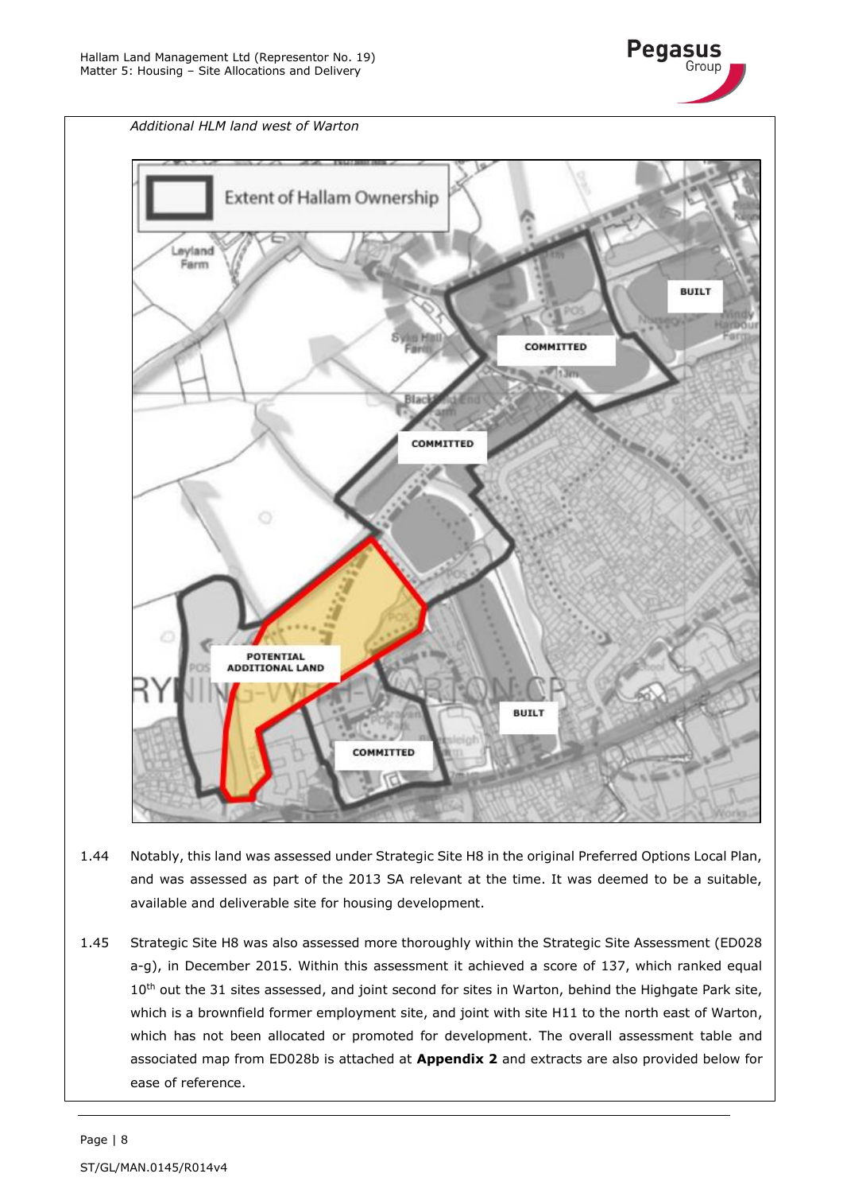*Additional HLM land west of Warton*

Extent of Hallam Ownership

BUILT

COMMITTED

COMMITTED

POTENTIAL ADDITIONAL LAND

BUILT

COMMITTED

1.44 Notably, this land was assessed under Strategic Site H8 in the original Preferred Options Local Plan, and was assessed as part of the 2013 SA relevant at the time. It was deemed to be a suitable, available and deliverable site for housing development.

1.45 Strategic Site H8 was also assessed more thoroughly within the Strategic Site Assessment (ED028 a-g), in December 2015. Within this assessment it achieved a score of 137, which ranked equal 10th out the 31 sites assessed, and joint second for sites in Warton, behind the Highgate Park site, which is a brownfield former employment site, and joint with site H11 to the north east of Warton, which has not been allocated or promoted for development. The overall assessment table and associated map from ED028b is attached at **Appendix 2** and extracts are also provided below for ease of reference.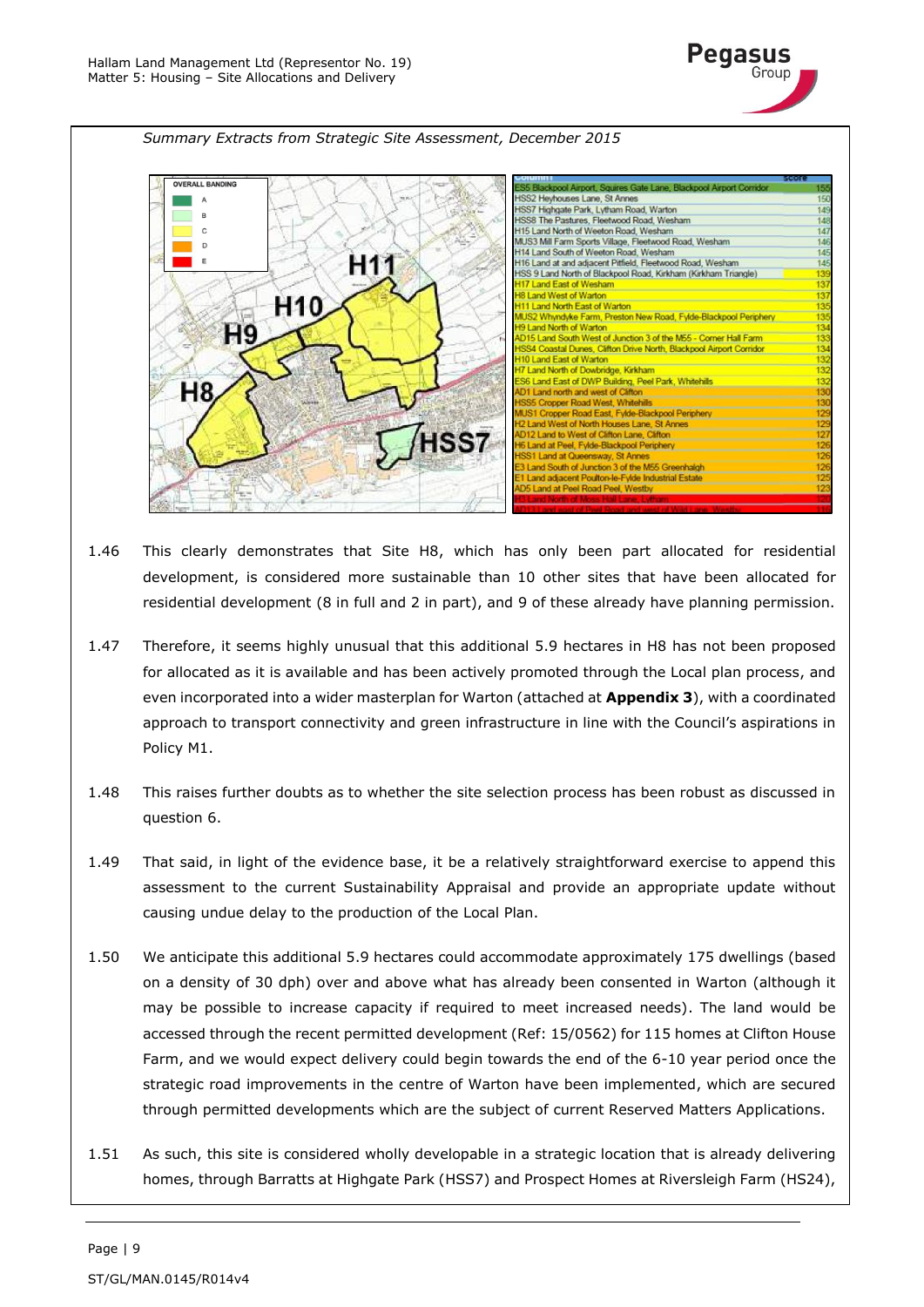*Summary Extracts from Strategic Site Assessment, December 2015*

OVERALL BANDING
A
B
C
D
E

H11
H10
H9
H8
HSS7

| Column1 | Score |
|---|---|
| ES5 Blackpool Airport, Squires Gate Lane, Blackpool Airport Corridor | 155 |
| HSS2 Heyhouses Lane, St Annes | 150 |
| HSS7 Highgate Park, Lytham Road, Warton | 149 |
| HSS8 The Pastures, Fleetwood Road, Wesham | 148 |
| H15 Land North of Weeton Road, Wesham | 147 |
| MUS3 Mill Farm Sports Village, Fleetwood Road, Wesham | 146 |
| H14 Land South of Weeton Road, Wesham | 145 |
| H16 Land at and adjacent Pitfield, Fleetwood Road, Wesham | 145 |
| HSS 9 Land North of Blackpool Road, Kirkham (Kirkham Triangle) | 139 |
| H17 Land East of Wesham | 137 |
| H8 Land West of Warton | 137 |
| H11 Land North East of Warton | 135 |
| MUS2 Whyndyke Farm, Preston New Road, Fylde-Blackpool Periphery | 135 |
| H9 Land North of Warton | 134 |
| AD15 Land South West of Junction 3 of the M55 - Corner Hall Farm | 133 |
| HSS4 Coastal Dunes, Clifton Drive North, Blackpool Airport Corridor | 134 |
| H10 Land East of Warton | 132 |
| H7 Land North of Dowbridge, Kirkham | 132 |
| ES6 Land East of DWP Building, Peel Park, Whitehills | 132 |
| AD1 Land north and west of Clifton | 130 |
| HSS5 Cropper Road West, Whitehills | 130 |
| MUS1 Cropper Road East, Fylde-Blackpool Periphery | 129 |
| H2 Land West of North Houses Lane, St Annes | 129 |
| AD12 Land to West of Clifton Lane, Clifton | 127 |
| H6 Land at Peel, Fylde-Blackpool Periphery | 126 |
| HSS1 Land at Queensway, St Annes | 126 |
| E3 Land South of Junction 3 of the M55 Greenhalgh | 126 |
| E1 Land adjacent Poulton-le-Fylde Industrial Estate | 125 |
| AD5 Land at Peel Road Peel, Westby | 123 |
| H1 Land North of Moss Hall Lane, Lytham | 120 |
| AD11 Land east of Peel Road and west of Wild Lane, Westby | 117 |

1.46 This clearly demonstrates that Site H8, which has only been part allocated for residential development, is considered more sustainable than 10 other sites that have been allocated for residential development (8 in full and 2 in part), and 9 of these already have planning permission.

1.47 Therefore, it seems highly unusual that this additional 5.9 hectares in H8 has not been proposed for allocated as it is available and has been actively promoted through the Local plan process, and even incorporated into a wider masterplan for Warton (attached at **Appendix 3**), with a coordinated approach to transport connectivity and green infrastructure in line with the Council's aspirations in Policy M1.

1.48 This raises further doubts as to whether the site selection process has been robust as discussed in question 6.

1.49 That said, in light of the evidence base, it be a relatively straightforward exercise to append this assessment to the current Sustainability Appraisal and provide an appropriate update without causing undue delay to the production of the Local Plan.

1.50 We anticipate this additional 5.9 hectares could accommodate approximately 175 dwellings (based on a density of 30 dph) over and above what has already been consented in Warton (although it may be possible to increase capacity if required to meet increased needs). The land would be accessed through the recent permitted development (Ref: 15/0562) for 115 homes at Clifton House Farm, and we would expect delivery could begin towards the end of the 6-10 year period once the strategic road improvements in the centre of Warton have been implemented, which are secured through permitted developments which are the subject of current Reserved Matters Applications.

1.51 As such, this site is considered wholly developable in a strategic location that is already delivering homes, through Barratts at Highgate Park (HSS7) and Prospect Homes at Riversleigh Farm (HS24),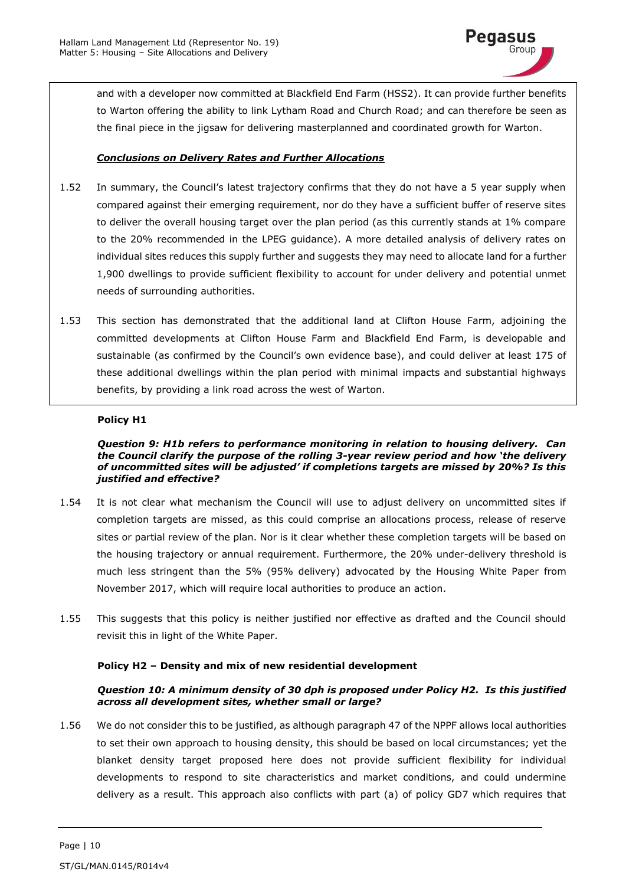and with a developer now committed at Blackfield End Farm (HSS2). It can provide further benefits to Warton offering the ability to link Lytham Road and Church Road; and can therefore be seen as the final piece in the jigsaw for delivering masterplanned and coordinated growth for Warton.

***Conclusions on Delivery Rates and Further Allocations***

1.52 In summary, the Council's latest trajectory confirms that they do not have a 5 year supply when compared against their emerging requirement, nor do they have a sufficient buffer of reserve sites to deliver the overall housing target over the plan period (as this currently stands at 1% compare to the 20% recommended in the LPEG guidance). A more detailed analysis of delivery rates on individual sites reduces this supply further and suggests they may need to allocate land for a further 1,900 dwellings to provide sufficient flexibility to account for under delivery and potential unmet needs of surrounding authorities.

1.53 This section has demonstrated that the additional land at Clifton House Farm, adjoining the committed developments at Clifton House Farm and Blackfield End Farm, is developable and sustainable (as confirmed by the Council's own evidence base), and could deliver at least 175 of these additional dwellings within the plan period with minimal impacts and substantial highways benefits, by providing a link road across the west of Warton.

**Policy H1**

***Question 9: H1b refers to performance monitoring in relation to housing delivery. Can the Council clarify the purpose of the rolling 3-year review period and how 'the delivery of uncommitted sites will be adjusted' if completions targets are missed by 20%? Is this justified and effective?***

1.54 It is not clear what mechanism the Council will use to adjust delivery on uncommitted sites if completion targets are missed, as this could comprise an allocations process, release of reserve sites or partial review of the plan. Nor is it clear whether these completion targets will be based on the housing trajectory or annual requirement. Furthermore, the 20% under-delivery threshold is much less stringent than the 5% (95% delivery) advocated by the Housing White Paper from November 2017, which will require local authorities to produce an action.

1.55 This suggests that this policy is neither justified nor effective as drafted and the Council should revisit this in light of the White Paper.

**Policy H2 – Density and mix of new residential development**

***Question 10: A minimum density of 30 dph is proposed under Policy H2. Is this justified across all development sites, whether small or large?***

1.56 We do not consider this to be justified, as although paragraph 47 of the NPPF allows local authorities to set their own approach to housing density, this should be based on local circumstances; yet the blanket density target proposed here does not provide sufficient flexibility for individual developments to respond to site characteristics and market conditions, and could undermine delivery as a result. This approach also conflicts with part (a) of policy GD7 which requires that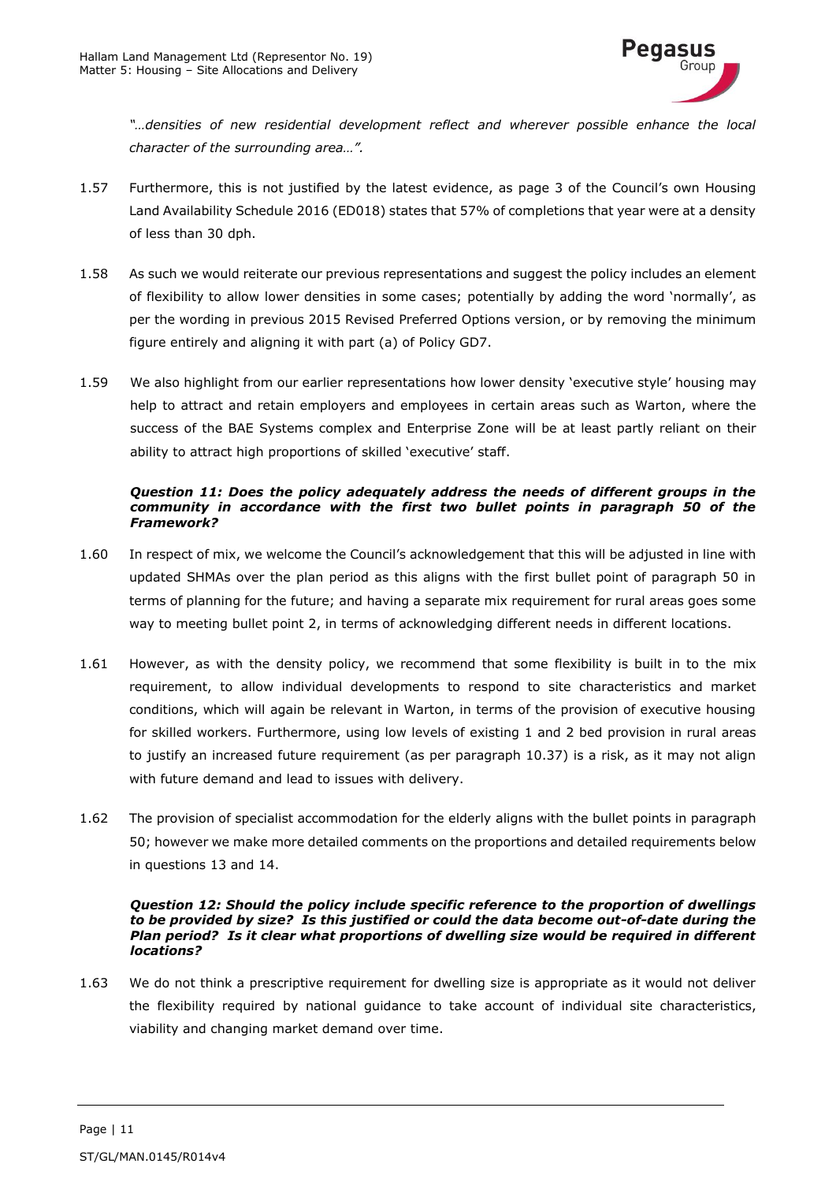*"…densities of new residential development reflect and wherever possible enhance the local character of the surrounding area…".*

1.57 Furthermore, this is not justified by the latest evidence, as page 3 of the Council's own Housing Land Availability Schedule 2016 (ED018) states that 57% of completions that year were at a density of less than 30 dph.

1.58 As such we would reiterate our previous representations and suggest the policy includes an element of flexibility to allow lower densities in some cases; potentially by adding the word 'normally', as per the wording in previous 2015 Revised Preferred Options version, or by removing the minimum figure entirely and aligning it with part (a) of Policy GD7.

1.59 We also highlight from our earlier representations how lower density 'executive style' housing may help to attract and retain employers and employees in certain areas such as Warton, where the success of the BAE Systems complex and Enterprise Zone will be at least partly reliant on their ability to attract high proportions of skilled 'executive' staff.

***Question 11: Does the policy adequately address the needs of different groups in the community in accordance with the first two bullet points in paragraph 50 of the Framework?***

1.60 In respect of mix, we welcome the Council's acknowledgement that this will be adjusted in line with updated SHMAs over the plan period as this aligns with the first bullet point of paragraph 50 in terms of planning for the future; and having a separate mix requirement for rural areas goes some way to meeting bullet point 2, in terms of acknowledging different needs in different locations.

1.61 However, as with the density policy, we recommend that some flexibility is built in to the mix requirement, to allow individual developments to respond to site characteristics and market conditions, which will again be relevant in Warton, in terms of the provision of executive housing for skilled workers. Furthermore, using low levels of existing 1 and 2 bed provision in rural areas to justify an increased future requirement (as per paragraph 10.37) is a risk, as it may not align with future demand and lead to issues with delivery.

1.62 The provision of specialist accommodation for the elderly aligns with the bullet points in paragraph 50; however we make more detailed comments on the proportions and detailed requirements below in questions 13 and 14.

***Question 12: Should the policy include specific reference to the proportion of dwellings to be provided by size? Is this justified or could the data become out-of-date during the Plan period? Is it clear what proportions of dwelling size would be required in different locations?***

1.63 We do not think a prescriptive requirement for dwelling size is appropriate as it would not deliver the flexibility required by national guidance to take account of individual site characteristics, viability and changing market demand over time.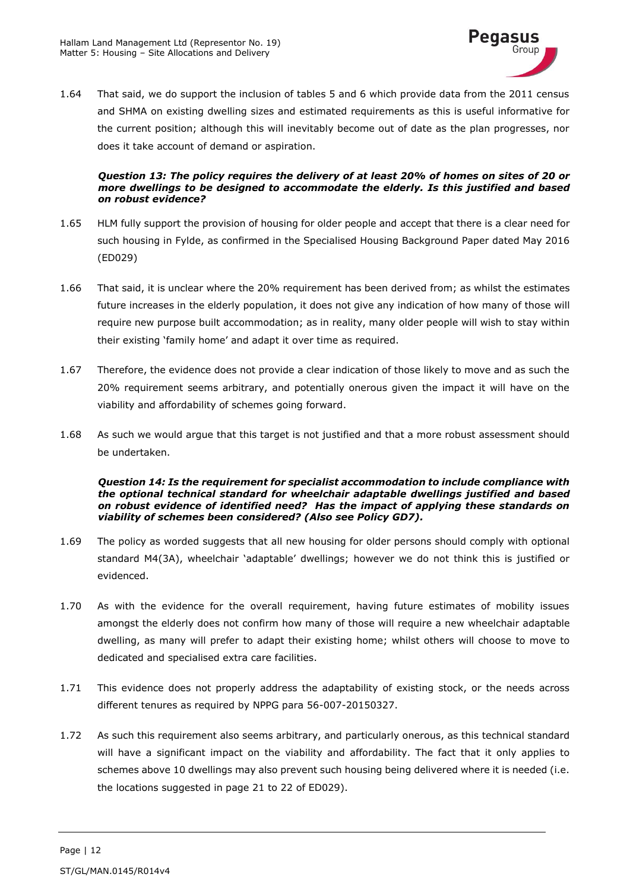1.64 That said, we do support the inclusion of tables 5 and 6 which provide data from the 2011 census and SHMA on existing dwelling sizes and estimated requirements as this is useful informative for the current position; although this will inevitably become out of date as the plan progresses, nor does it take account of demand or aspiration.

***Question 13: The policy requires the delivery of at least 20% of homes on sites of 20 or more dwellings to be designed to accommodate the elderly. Is this justified and based on robust evidence?***

1.65 HLM fully support the provision of housing for older people and accept that there is a clear need for such housing in Fylde, as confirmed in the Specialised Housing Background Paper dated May 2016 (ED029)

1.66 That said, it is unclear where the 20% requirement has been derived from; as whilst the estimates future increases in the elderly population, it does not give any indication of how many of those will require new purpose built accommodation; as in reality, many older people will wish to stay within their existing 'family home' and adapt it over time as required.

1.67 Therefore, the evidence does not provide a clear indication of those likely to move and as such the 20% requirement seems arbitrary, and potentially onerous given the impact it will have on the viability and affordability of schemes going forward.

1.68 As such we would argue that this target is not justified and that a more robust assessment should be undertaken.

***Question 14: Is the requirement for specialist accommodation to include compliance with the optional technical standard for wheelchair adaptable dwellings justified and based on robust evidence of identified need? Has the impact of applying these standards on viability of schemes been considered? (Also see Policy GD7).***

1.69 The policy as worded suggests that all new housing for older persons should comply with optional standard M4(3A), wheelchair 'adaptable' dwellings; however we do not think this is justified or evidenced.

1.70 As with the evidence for the overall requirement, having future estimates of mobility issues amongst the elderly does not confirm how many of those will require a new wheelchair adaptable dwelling, as many will prefer to adapt their existing home; whilst others will choose to move to dedicated and specialised extra care facilities.

1.71 This evidence does not properly address the adaptability of existing stock, or the needs across different tenures as required by NPPG para 56-007-20150327.

1.72 As such this requirement also seems arbitrary, and particularly onerous, as this technical standard will have a significant impact on the viability and affordability. The fact that it only applies to schemes above 10 dwellings may also prevent such housing being delivered where it is needed (i.e. the locations suggested in page 21 to 22 of ED029).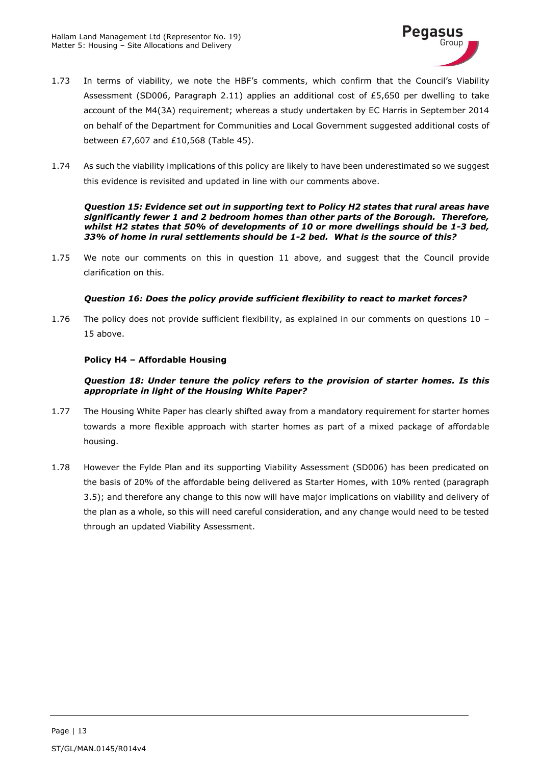1.73 In terms of viability, we note the HBF's comments, which confirm that the Council's Viability Assessment (SD006, Paragraph 2.11) applies an additional cost of £5,650 per dwelling to take account of the M4(3A) requirement; whereas a study undertaken by EC Harris in September 2014 on behalf of the Department for Communities and Local Government suggested additional costs of between £7,607 and £10,568 (Table 45).

1.74 As such the viability implications of this policy are likely to have been underestimated so we suggest this evidence is revisited and updated in line with our comments above.

***Question 15: Evidence set out in supporting text to Policy H2 states that rural areas have significantly fewer 1 and 2 bedroom homes than other parts of the Borough. Therefore, whilst H2 states that 50% of developments of 10 or more dwellings should be 1-3 bed, 33% of home in rural settlements should be 1-2 bed. What is the source of this?***

1.75 We note our comments on this in question 11 above, and suggest that the Council provide clarification on this.

***Question 16: Does the policy provide sufficient flexibility to react to market forces?***

1.76 The policy does not provide sufficient flexibility, as explained in our comments on questions 10 – 15 above.

**Policy H4 – Affordable Housing**

***Question 18: Under tenure the policy refers to the provision of starter homes. Is this appropriate in light of the Housing White Paper?***

1.77 The Housing White Paper has clearly shifted away from a mandatory requirement for starter homes towards a more flexible approach with starter homes as part of a mixed package of affordable housing.

1.78 However the Fylde Plan and its supporting Viability Assessment (SD006) has been predicated on the basis of 20% of the affordable being delivered as Starter Homes, with 10% rented (paragraph 3.5); and therefore any change to this now will have major implications on viability and delivery of the plan as a whole, so this will need careful consideration, and any change would need to be tested through an updated Viability Assessment.